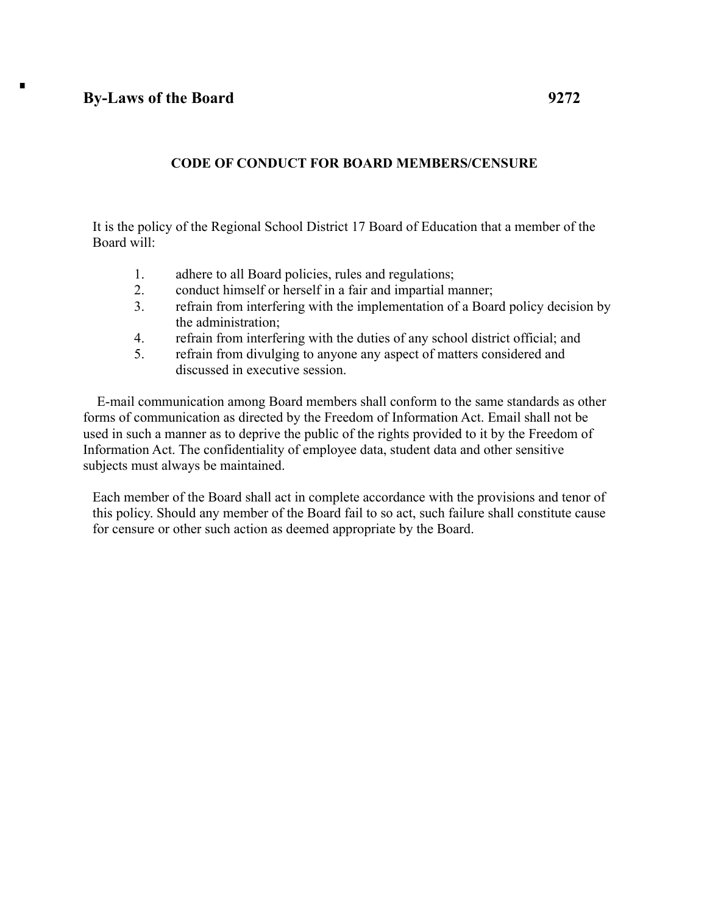# By-Laws of the Board 9272

## CODE OF CONDUCT FOR BOARD MEMBERS/CENSURE

It is the policy of the Regional School District 17 Board of Education that a member of the Board will:

1. adhere to all Board policies, rules and regulations;
2. conduct himself or herself in a fair and impartial manner;
3. refrain from interfering with the implementation of a Board policy decision by the administration;
4. refrain from interfering with the duties of any school district official; and
5. refrain from divulging to anyone any aspect of matters considered and discussed in executive session.

E-mail communication among Board members shall conform to the same standards as other forms of communication as directed by the Freedom of Information Act. Email shall not be used in such a manner as to deprive the public of the rights provided to it by the Freedom of Information Act. The confidentiality of employee data, student data and other sensitive subjects must always be maintained.

Each member of the Board shall act in complete accordance with the provisions and tenor of this policy. Should any member of the Board fail to so act, such failure shall constitute cause for censure or other such action as deemed appropriate by the Board.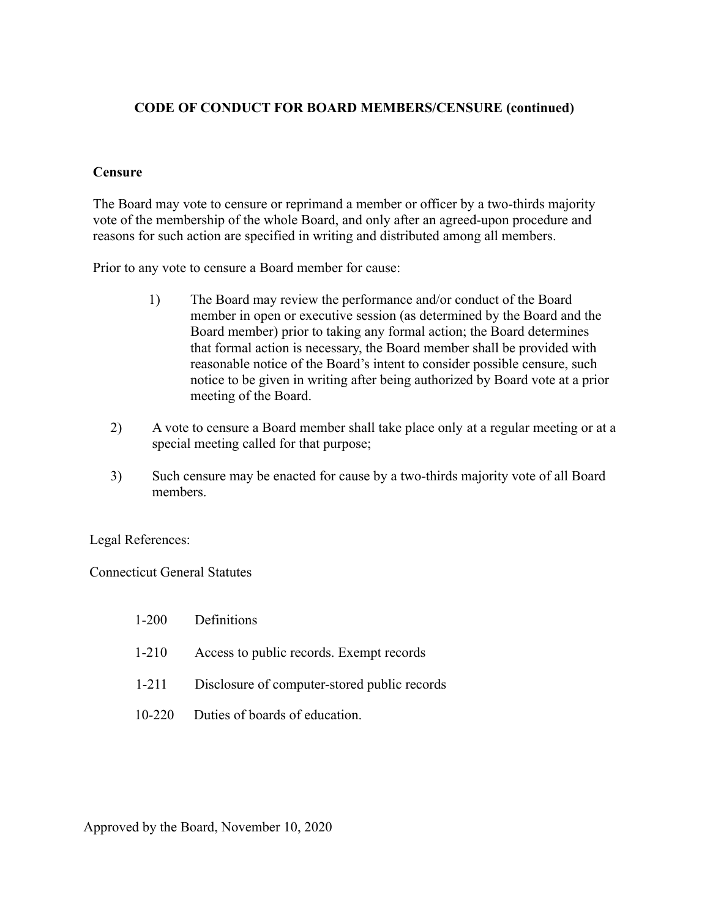## CODE OF CONDUCT FOR BOARD MEMBERS/CENSURE (continued)

### Censure

The Board may vote to censure or reprimand a member or officer by a two-thirds majority vote of the membership of the whole Board, and only after an agreed-upon procedure and reasons for such action are specified in writing and distributed among all members.

Prior to any vote to censure a Board member for cause:

1) The Board may review the performance and/or conduct of the Board member in open or executive session (as determined by the Board and the Board member) prior to taking any formal action; the Board determines that formal action is necessary, the Board member shall be provided with reasonable notice of the Board's intent to consider possible censure, such notice to be given in writing after being authorized by Board vote at a prior meeting of the Board.

2) A vote to censure a Board member shall take place only at a regular meeting or at a special meeting called for that purpose;

3) Such censure may be enacted for cause by a two-thirds majority vote of all Board members.

Legal References:

Connecticut General Statutes

- 1-200 Definitions
- 1-210 Access to public records. Exempt records
- 1-211 Disclosure of computer-stored public records
- 10-220 Duties of boards of education.

Approved by the Board, November 10, 2020